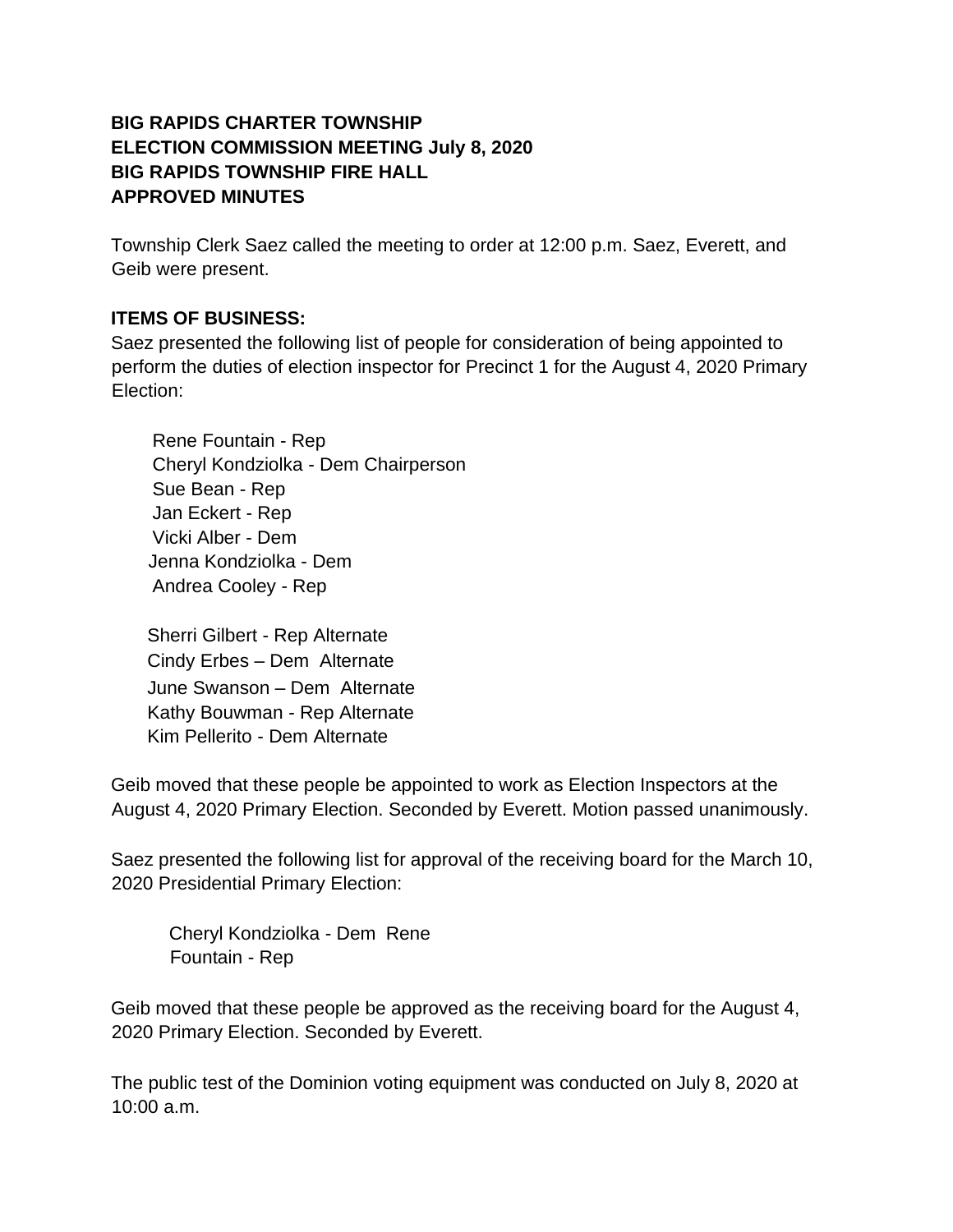**BIG RAPIDS CHARTER TOWNSHIP**
**ELECTION COMMISSION MEETING July 8, 2020**
**BIG RAPIDS TOWNSHIP FIRE HALL**
**APPROVED MINUTES**

Township Clerk Saez called the meeting to order at 12:00 p.m. Saez, Everett, and Geib were present.

**ITEMS OF BUSINESS:**
Saez presented the following list of people for consideration of being appointed to perform the duties of election inspector for Precinct 1 for the August 4, 2020 Primary Election:

Rene Fountain - Rep
Cheryl Kondziolka - Dem Chairperson
Sue Bean - Rep
Jan Eckert - Rep
Vicki Alber - Dem
Jenna Kondziolka - Dem
Andrea Cooley - Rep

Sherri Gilbert - Rep Alternate
Cindy Erbes – Dem Alternate
June Swanson – Dem Alternate
Kathy Bouwman - Rep Alternate
Kim Pellerito - Dem Alternate

Geib moved that these people be appointed to work as Election Inspectors at the August 4, 2020 Primary Election. Seconded by Everett. Motion passed unanimously.

Saez presented the following list for approval of the receiving board for the March 10, 2020 Presidential Primary Election:

Cheryl Kondziolka - Dem Rene Fountain - Rep

Geib moved that these people be approved as the receiving board for the August 4, 2020 Primary Election. Seconded by Everett.

The public test of the Dominion voting equipment was conducted on July 8, 2020 at 10:00 a.m.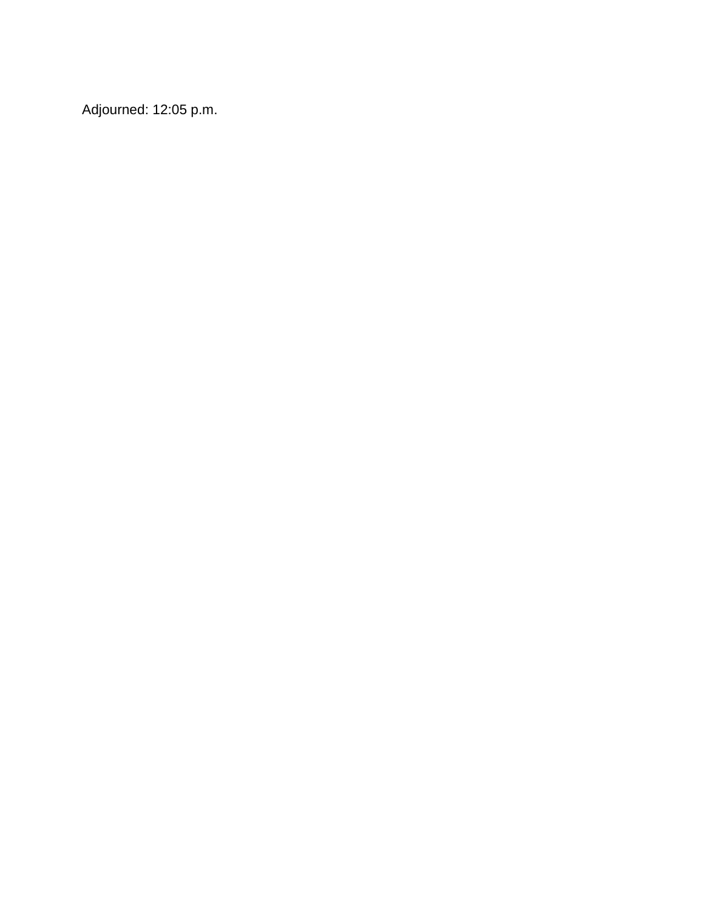Adjourned: 12:05 p.m.